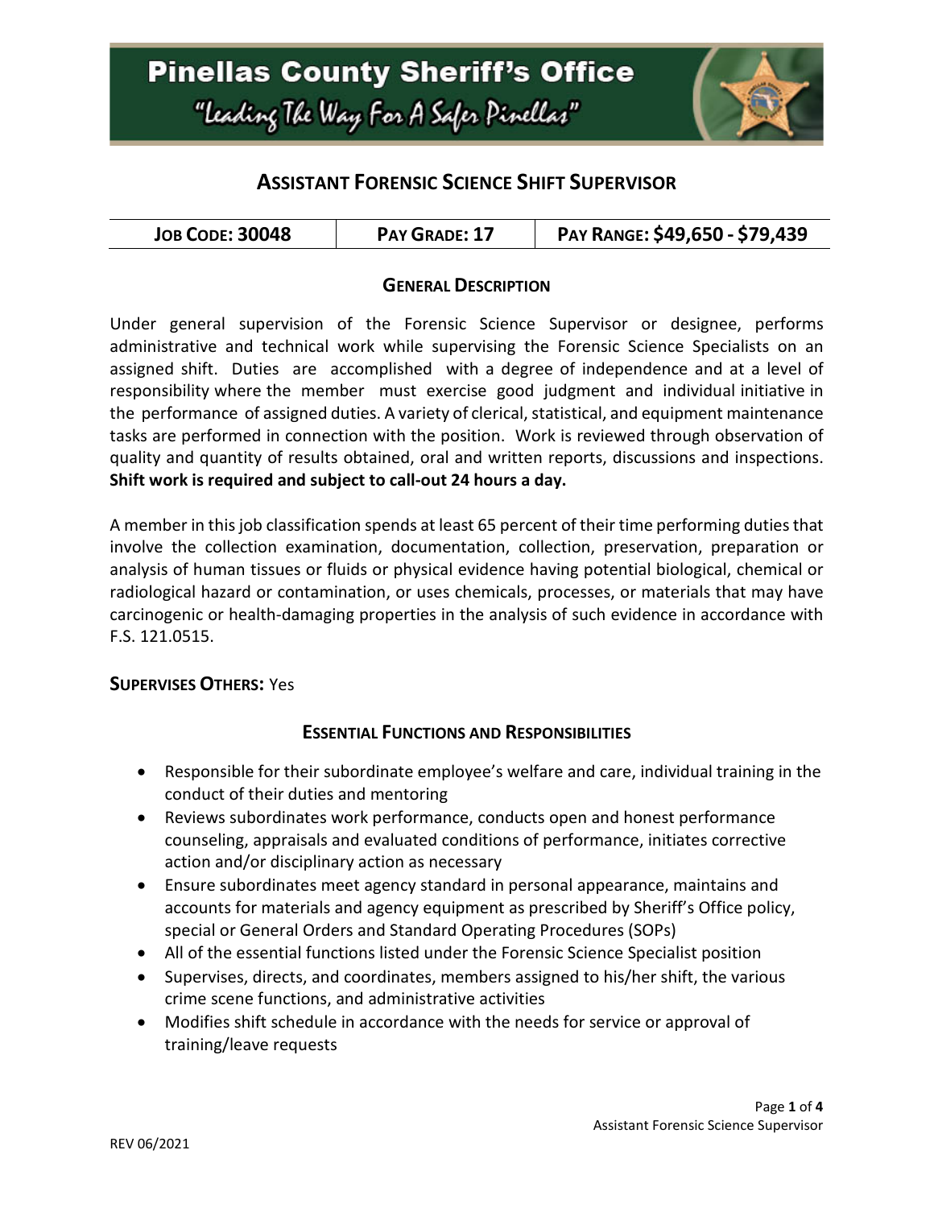# Pinellas County Sheriff's Office

"Leading The Way For A Safer Pinellas"

## Assistant Forensic Science Shift Supervisor

| Job Code: 30048 | Pay Grade: 17 | Pay Range: $49,650 - $79,439 |
|---|---|---|

### General Description

Under general supervision of the Forensic Science Supervisor or designee, performs administrative and technical work while supervising the Forensic Science Specialists on an assigned shift. Duties are accomplished with a degree of independence and at a level of responsibility where the member must exercise good judgment and individual initiative in the performance of assigned duties. A variety of clerical, statistical, and equipment maintenance tasks are performed in connection with the position. Work is reviewed through observation of quality and quantity of results obtained, oral and written reports, discussions and inspections. **Shift work is required and subject to call-out 24 hours a day.**

A member in this job classification spends at least 65 percent of their time performing duties that involve the collection examination, documentation, collection, preservation, preparation or analysis of human tissues or fluids or physical evidence having potential biological, chemical or radiological hazard or contamination, or uses chemicals, processes, or materials that may have carcinogenic or health-damaging properties in the analysis of such evidence in accordance with F.S. 121.0515.

**Supervises Others:** Yes

### Essential Functions and Responsibilities

- Responsible for their subordinate employee's welfare and care, individual training in the conduct of their duties and mentoring
- Reviews subordinates work performance, conducts open and honest performance counseling, appraisals and evaluated conditions of performance, initiates corrective action and/or disciplinary action as necessary
- Ensure subordinates meet agency standard in personal appearance, maintains and accounts for materials and agency equipment as prescribed by Sheriff's Office policy, special or General Orders and Standard Operating Procedures (SOPs)
- All of the essential functions listed under the Forensic Science Specialist position
- Supervises, directs, and coordinates, members assigned to his/her shift, the various crime scene functions, and administrative activities
- Modifies shift schedule in accordance with the needs for service or approval of training/leave requests

REV 06/2021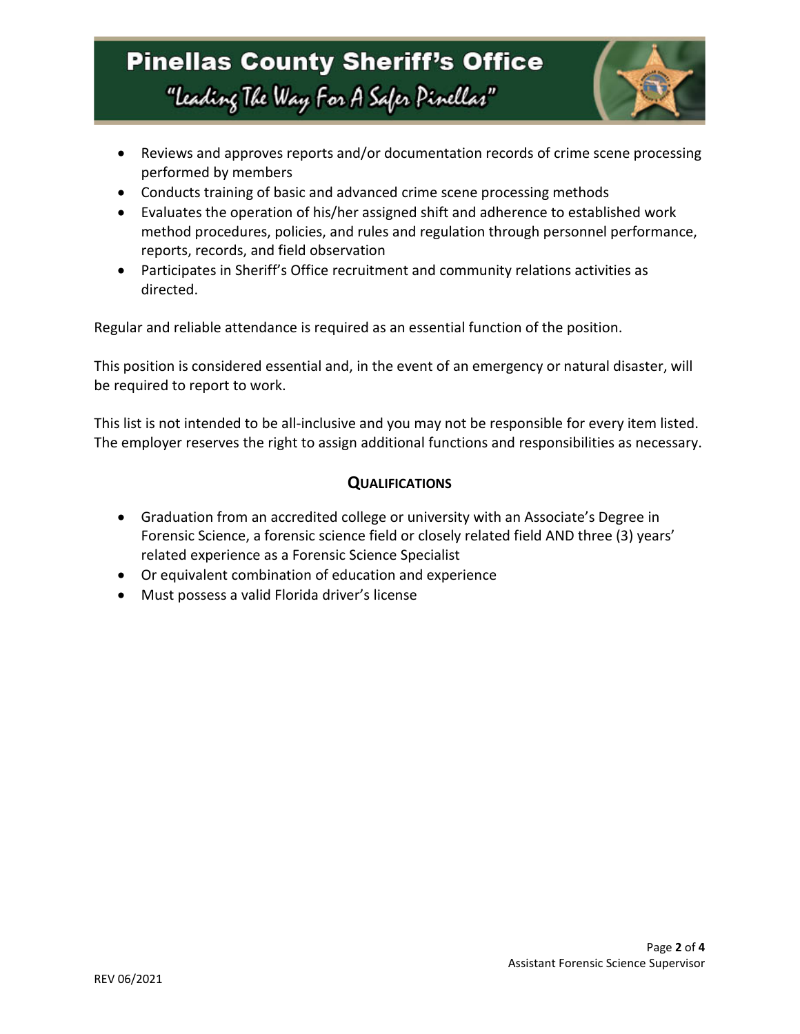- Reviews and approves reports and/or documentation records of crime scene processing performed by members
- Conducts training of basic and advanced crime scene processing methods
- Evaluates the operation of his/her assigned shift and adherence to established work method procedures, policies, and rules and regulation through personnel performance, reports, records, and field observation
- Participates in Sheriff's Office recruitment and community relations activities as directed.

Regular and reliable attendance is required as an essential function of the position.

This position is considered essential and, in the event of an emergency or natural disaster, will be required to report to work.

This list is not intended to be all-inclusive and you may not be responsible for every item listed. The employer reserves the right to assign additional functions and responsibilities as necessary.

## QUALIFICATIONS

- Graduation from an accredited college or university with an Associate's Degree in Forensic Science, a forensic science field or closely related field AND three (3) years' related experience as a Forensic Science Specialist
- Or equivalent combination of education and experience
- Must possess a valid Florida driver's license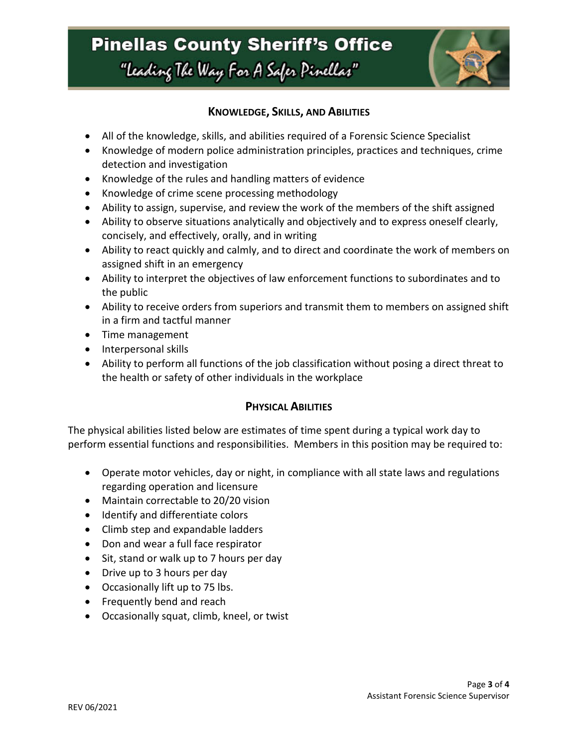## KNOWLEDGE, SKILLS, AND ABILITIES

- All of the knowledge, skills, and abilities required of a Forensic Science Specialist
- Knowledge of modern police administration principles, practices and techniques, crime detection and investigation
- Knowledge of the rules and handling matters of evidence
- Knowledge of crime scene processing methodology
- Ability to assign, supervise, and review the work of the members of the shift assigned
- Ability to observe situations analytically and objectively and to express oneself clearly, concisely, and effectively, orally, and in writing
- Ability to react quickly and calmly, and to direct and coordinate the work of members on assigned shift in an emergency
- Ability to interpret the objectives of law enforcement functions to subordinates and to the public
- Ability to receive orders from superiors and transmit them to members on assigned shift in a firm and tactful manner
- Time management
- Interpersonal skills
- Ability to perform all functions of the job classification without posing a direct threat to the health or safety of other individuals in the workplace

## PHYSICAL ABILITIES

The physical abilities listed below are estimates of time spent during a typical work day to perform essential functions and responsibilities. Members in this position may be required to:

- Operate motor vehicles, day or night, in compliance with all state laws and regulations regarding operation and licensure
- Maintain correctable to 20/20 vision
- Identify and differentiate colors
- Climb step and expandable ladders
- Don and wear a full face respirator
- Sit, stand or walk up to 7 hours per day
- Drive up to 3 hours per day
- Occasionally lift up to 75 lbs.
- Frequently bend and reach
- Occasionally squat, climb, kneel, or twist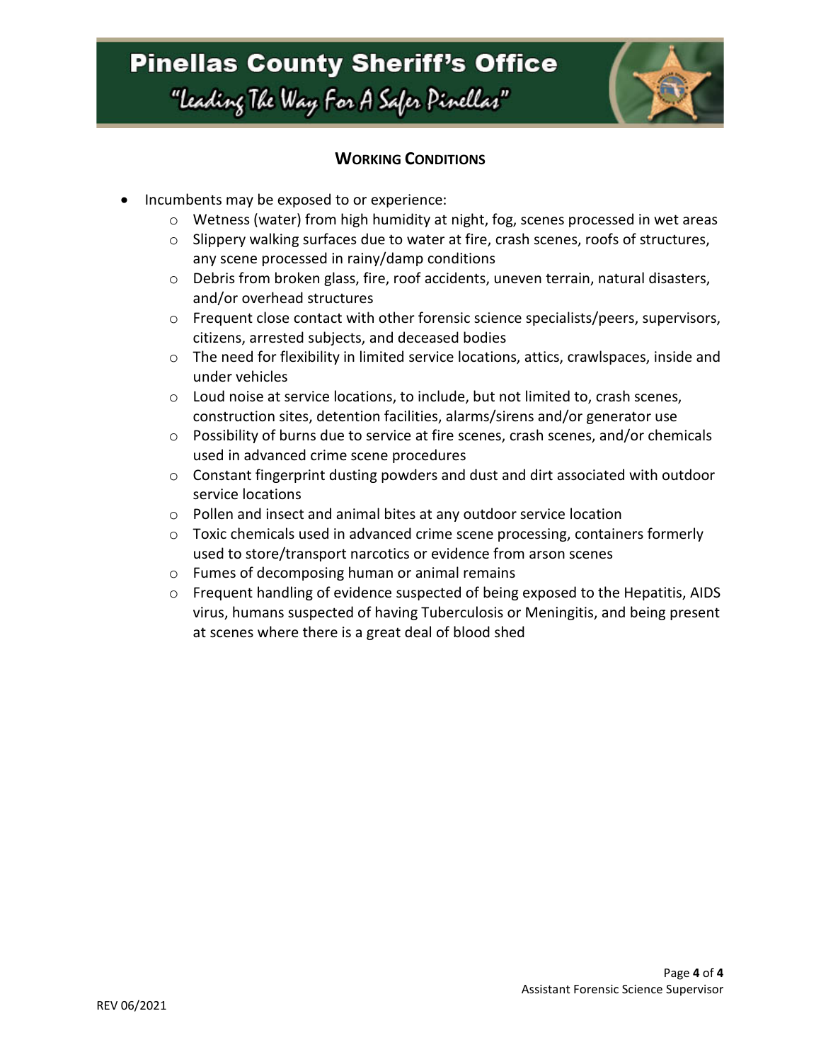## WORKING CONDITIONS

- Incumbents may be exposed to or experience:
  - Wetness (water) from high humidity at night, fog, scenes processed in wet areas
  - Slippery walking surfaces due to water at fire, crash scenes, roofs of structures, any scene processed in rainy/damp conditions
  - Debris from broken glass, fire, roof accidents, uneven terrain, natural disasters, and/or overhead structures
  - Frequent close contact with other forensic science specialists/peers, supervisors, citizens, arrested subjects, and deceased bodies
  - The need for flexibility in limited service locations, attics, crawlspaces, inside and under vehicles
  - Loud noise at service locations, to include, but not limited to, crash scenes, construction sites, detention facilities, alarms/sirens and/or generator use
  - Possibility of burns due to service at fire scenes, crash scenes, and/or chemicals used in advanced crime scene procedures
  - Constant fingerprint dusting powders and dust and dirt associated with outdoor service locations
  - Pollen and insect and animal bites at any outdoor service location
  - Toxic chemicals used in advanced crime scene processing, containers formerly used to store/transport narcotics or evidence from arson scenes
  - Fumes of decomposing human or animal remains
  - Frequent handling of evidence suspected of being exposed to the Hepatitis, AIDS virus, humans suspected of having Tuberculosis or Meningitis, and being present at scenes where there is a great deal of blood shed